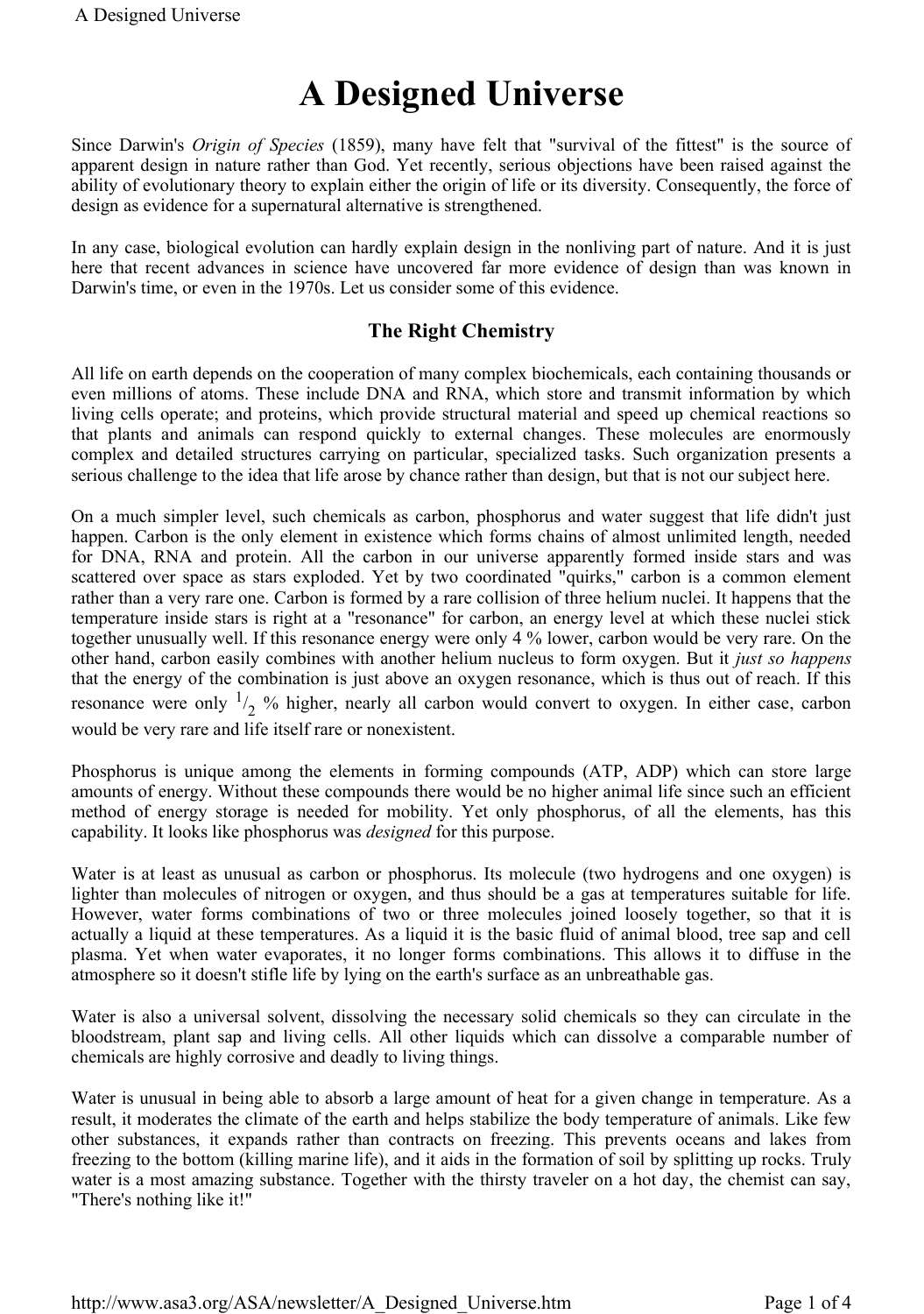# A Designed Universe

Since Darwin's *Origin of Species* (1859), many have felt that "survival of the fittest" is the source of apparent design in nature rather than God. Yet recently, serious objections have been raised against the ability of evolutionary theory to explain either the origin of life or its diversity. Consequently, the force of design as evidence for a supernatural alternative is strengthened.

In any case, biological evolution can hardly explain design in the nonliving part of nature. And it is just here that recent advances in science have uncovered far more evidence of design than was known in Darwin's time, or even in the 1970s. Let us consider some of this evidence.

## The Right Chemistry

All life on earth depends on the cooperation of many complex biochemicals, each containing thousands or even millions of atoms. These include DNA and RNA, which store and transmit information by which living cells operate; and proteins, which provide structural material and speed up chemical reactions so that plants and animals can respond quickly to external changes. These molecules are enormously complex and detailed structures carrying on particular, specialized tasks. Such organization presents a serious challenge to the idea that life arose by chance rather than design, but that is not our subject here.

On a much simpler level, such chemicals as carbon, phosphorus and water suggest that life didn't just happen. Carbon is the only element in existence which forms chains of almost unlimited length, needed for DNA, RNA and protein. All the carbon in our universe apparently formed inside stars and was scattered over space as stars exploded. Yet by two coordinated "quirks," carbon is a common element rather than a very rare one. Carbon is formed by a rare collision of three helium nuclei. It happens that the temperature inside stars is right at a "resonance" for carbon, an energy level at which these nuclei stick together unusually well. If this resonance energy were only 4 % lower, carbon would be very rare. On the other hand, carbon easily combines with another helium nucleus to form oxygen. But it *just so happens* that the energy of the combination is just above an oxygen resonance, which is thus out of reach. If this resonance were only $^1/_2$ % higher, nearly all carbon would convert to oxygen. In either case, carbon would be very rare and life itself rare or nonexistent.

Phosphorus is unique among the elements in forming compounds (ATP, ADP) which can store large amounts of energy. Without these compounds there would be no higher animal life since such an efficient method of energy storage is needed for mobility. Yet only phosphorus, of all the elements, has this capability. It looks like phosphorus was *designed* for this purpose.

Water is at least as unusual as carbon or phosphorus. Its molecule (two hydrogens and one oxygen) is lighter than molecules of nitrogen or oxygen, and thus should be a gas at temperatures suitable for life. However, water forms combinations of two or three molecules joined loosely together, so that it is actually a liquid at these temperatures. As a liquid it is the basic fluid of animal blood, tree sap and cell plasma. Yet when water evaporates, it no longer forms combinations. This allows it to diffuse in the atmosphere so it doesn't stifle life by lying on the earth's surface as an unbreathable gas.

Water is also a universal solvent, dissolving the necessary solid chemicals so they can circulate in the bloodstream, plant sap and living cells. All other liquids which can dissolve a comparable number of chemicals are highly corrosive and deadly to living things.

Water is unusual in being able to absorb a large amount of heat for a given change in temperature. As a result, it moderates the climate of the earth and helps stabilize the body temperature of animals. Like few other substances, it expands rather than contracts on freezing. This prevents oceans and lakes from freezing to the bottom (killing marine life), and it aids in the formation of soil by splitting up rocks. Truly water is a most amazing substance. Together with the thirsty traveler on a hot day, the chemist can say, "There's nothing like it!"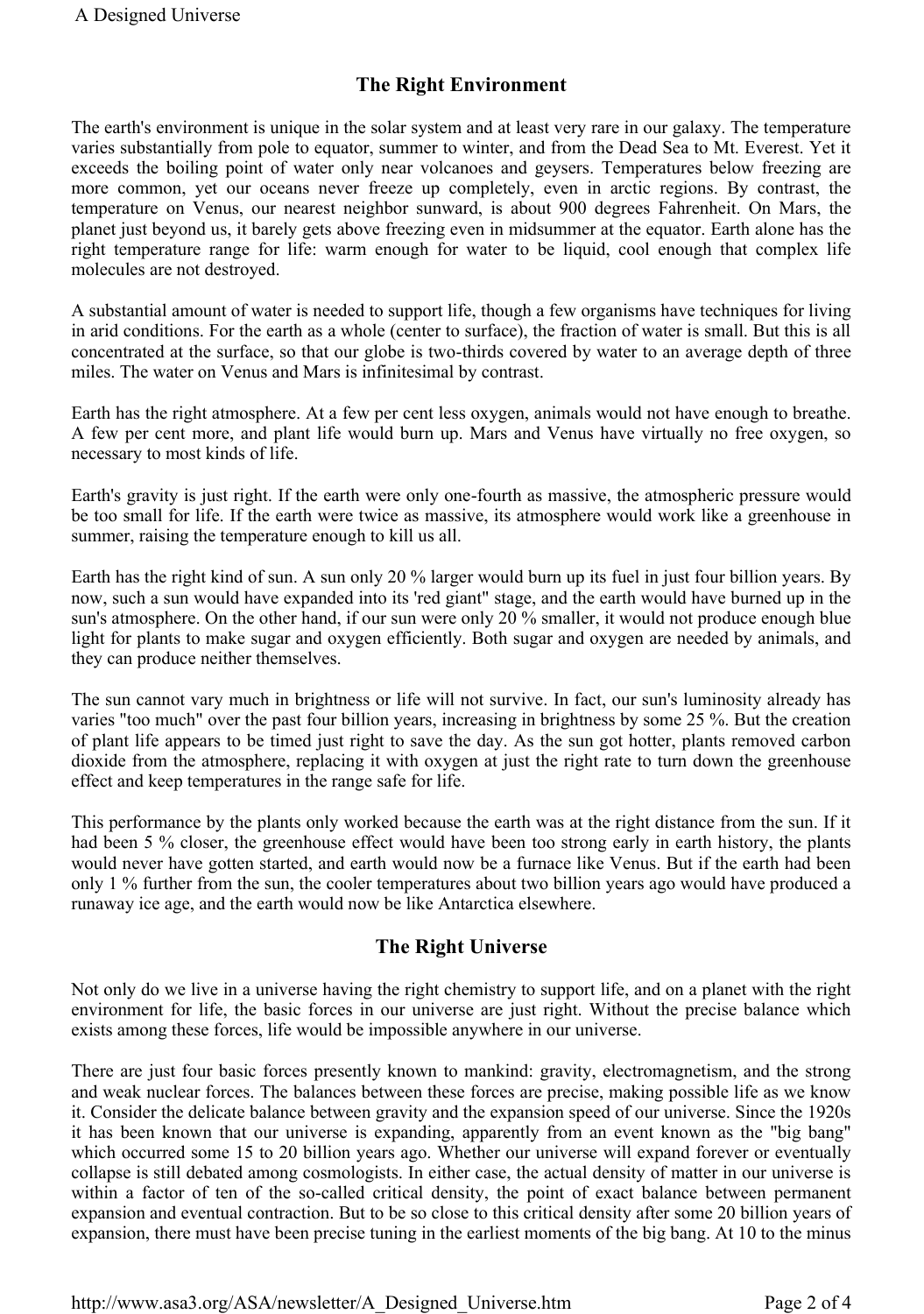## The Right Environment

The earth's environment is unique in the solar system and at least very rare in our galaxy. The temperature varies substantially from pole to equator, summer to winter, and from the Dead Sea to Mt. Everest. Yet it exceeds the boiling point of water only near volcanoes and geysers. Temperatures below freezing are more common, yet our oceans never freeze up completely, even in arctic regions. By contrast, the temperature on Venus, our nearest neighbor sunward, is about 900 degrees Fahrenheit. On Mars, the planet just beyond us, it barely gets above freezing even in midsummer at the equator. Earth alone has the right temperature range for life: warm enough for water to be liquid, cool enough that complex life molecules are not destroyed.

A substantial amount of water is needed to support life, though a few organisms have techniques for living in arid conditions. For the earth as a whole (center to surface), the fraction of water is small. But this is all concentrated at the surface, so that our globe is two-thirds covered by water to an average depth of three miles. The water on Venus and Mars is infinitesimal by contrast.

Earth has the right atmosphere. At a few per cent less oxygen, animals would not have enough to breathe. A few per cent more, and plant life would burn up. Mars and Venus have virtually no free oxygen, so necessary to most kinds of life.

Earth's gravity is just right. If the earth were only one-fourth as massive, the atmospheric pressure would be too small for life. If the earth were twice as massive, its atmosphere would work like a greenhouse in summer, raising the temperature enough to kill us all.

Earth has the right kind of sun. A sun only 20 % larger would burn up its fuel in just four billion years. By now, such a sun would have expanded into its 'red giant" stage, and the earth would have burned up in the sun's atmosphere. On the other hand, if our sun were only 20 % smaller, it would not produce enough blue light for plants to make sugar and oxygen efficiently. Both sugar and oxygen are needed by animals, and they can produce neither themselves.

The sun cannot vary much in brightness or life will not survive. In fact, our sun's luminosity already has varies "too much" over the past four billion years, increasing in brightness by some 25 %. But the creation of plant life appears to be timed just right to save the day. As the sun got hotter, plants removed carbon dioxide from the atmosphere, replacing it with oxygen at just the right rate to turn down the greenhouse effect and keep temperatures in the range safe for life.

This performance by the plants only worked because the earth was at the right distance from the sun. If it had been 5 % closer, the greenhouse effect would have been too strong early in earth history, the plants would never have gotten started, and earth would now be a furnace like Venus. But if the earth had been only 1 % further from the sun, the cooler temperatures about two billion years ago would have produced a runaway ice age, and the earth would now be like Antarctica elsewhere.

## The Right Universe

Not only do we live in a universe having the right chemistry to support life, and on a planet with the right environment for life, the basic forces in our universe are just right. Without the precise balance which exists among these forces, life would be impossible anywhere in our universe.

There are just four basic forces presently known to mankind: gravity, electromagnetism, and the strong and weak nuclear forces. The balances between these forces are precise, making possible life as we know it. Consider the delicate balance between gravity and the expansion speed of our universe. Since the 1920s it has been known that our universe is expanding, apparently from an event known as the "big bang" which occurred some 15 to 20 billion years ago. Whether our universe will expand forever or eventually collapse is still debated among cosmologists. In either case, the actual density of matter in our universe is within a factor of ten of the so-called critical density, the point of exact balance between permanent expansion and eventual contraction. But to be so close to this critical density after some 20 billion years of expansion, there must have been precise tuning in the earliest moments of the big bang. At 10 to the minus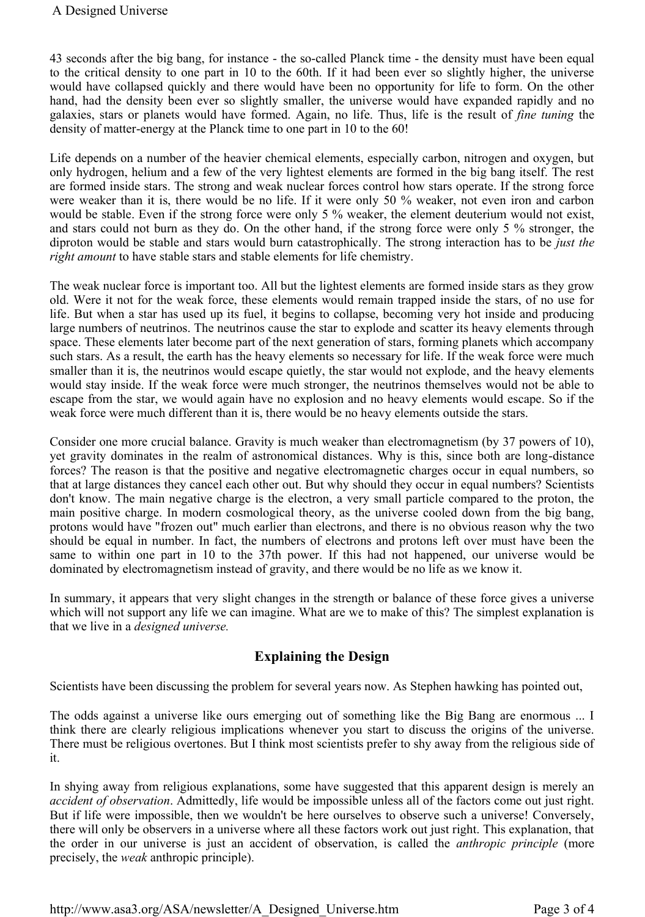43 seconds after the big bang, for instance - the so-called Planck time - the density must have been equal to the critical density to one part in 10 to the 60th. If it had been ever so slightly higher, the universe would have collapsed quickly and there would have been no opportunity for life to form. On the other hand, had the density been ever so slightly smaller, the universe would have expanded rapidly and no galaxies, stars or planets would have formed. Again, no life. Thus, life is the result of *fine tuning* the density of matter-energy at the Planck time to one part in 10 to the 60!

Life depends on a number of the heavier chemical elements, especially carbon, nitrogen and oxygen, but only hydrogen, helium and a few of the very lightest elements are formed in the big bang itself. The rest are formed inside stars. The strong and weak nuclear forces control how stars operate. If the strong force were weaker than it is, there would be no life. If it were only 50 % weaker, not even iron and carbon would be stable. Even if the strong force were only 5 % weaker, the element deuterium would not exist, and stars could not burn as they do. On the other hand, if the strong force were only 5 % stronger, the diproton would be stable and stars would burn catastrophically. The strong interaction has to be *just the right amount* to have stable stars and stable elements for life chemistry.

The weak nuclear force is important too. All but the lightest elements are formed inside stars as they grow old. Were it not for the weak force, these elements would remain trapped inside the stars, of no use for life. But when a star has used up its fuel, it begins to collapse, becoming very hot inside and producing large numbers of neutrinos. The neutrinos cause the star to explode and scatter its heavy elements through space. These elements later become part of the next generation of stars, forming planets which accompany such stars. As a result, the earth has the heavy elements so necessary for life. If the weak force were much smaller than it is, the neutrinos would escape quietly, the star would not explode, and the heavy elements would stay inside. If the weak force were much stronger, the neutrinos themselves would not be able to escape from the star, we would again have no explosion and no heavy elements would escape. So if the weak force were much different than it is, there would be no heavy elements outside the stars.

Consider one more crucial balance. Gravity is much weaker than electromagnetism (by 37 powers of 10), yet gravity dominates in the realm of astronomical distances. Why is this, since both are long-distance forces? The reason is that the positive and negative electromagnetic charges occur in equal numbers, so that at large distances they cancel each other out. But why should they occur in equal numbers? Scientists don't know. The main negative charge is the electron, a very small particle compared to the proton, the main positive charge. In modern cosmological theory, as the universe cooled down from the big bang, protons would have "frozen out" much earlier than electrons, and there is no obvious reason why the two should be equal in number. In fact, the numbers of electrons and protons left over must have been the same to within one part in 10 to the 37th power. If this had not happened, our universe would be dominated by electromagnetism instead of gravity, and there would be no life as we know it.

In summary, it appears that very slight changes in the strength or balance of these force gives a universe which will not support any life we can imagine. What are we to make of this? The simplest explanation is that we live in a *designed universe.*

## Explaining the Design

Scientists have been discussing the problem for several years now. As Stephen hawking has pointed out,

The odds against a universe like ours emerging out of something like the Big Bang are enormous ... I think there are clearly religious implications whenever you start to discuss the origins of the universe. There must be religious overtones. But I think most scientists prefer to shy away from the religious side of it.

In shying away from religious explanations, some have suggested that this apparent design is merely an *accident of observation*. Admittedly, life would be impossible unless all of the factors come out just right. But if life were impossible, then we wouldn't be here ourselves to observe such a universe! Conversely, there will only be observers in a universe where all these factors work out just right. This explanation, that the order in our universe is just an accident of observation, is called the *anthropic principle* (more precisely, the *weak* anthropic principle).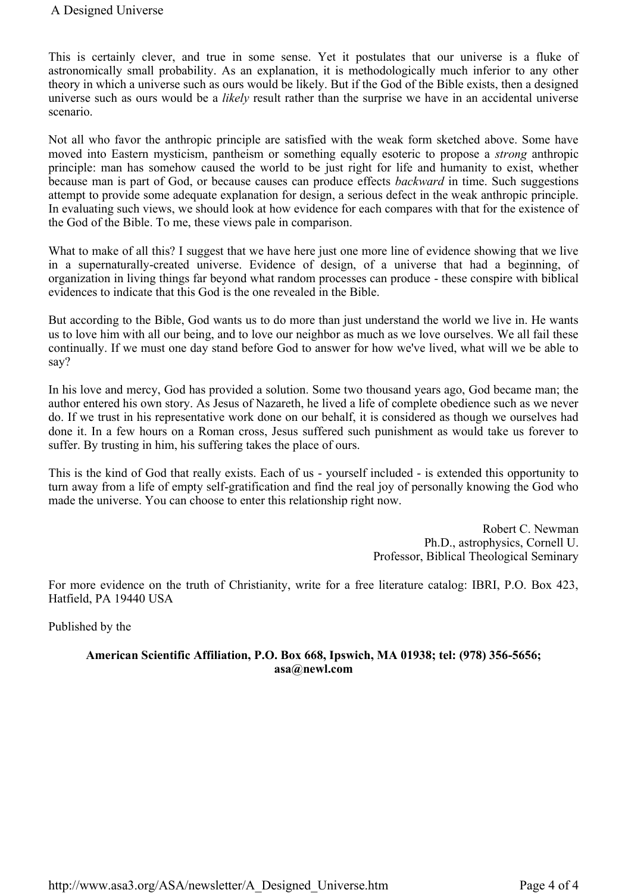This is certainly clever, and true in some sense. Yet it postulates that our universe is a fluke of astronomically small probability. As an explanation, it is methodologically much inferior to any other theory in which a universe such as ours would be likely. But if the God of the Bible exists, then a designed universe such as ours would be a *likely* result rather than the surprise we have in an accidental universe scenario.

Not all who favor the anthropic principle are satisfied with the weak form sketched above. Some have moved into Eastern mysticism, pantheism or something equally esoteric to propose a *strong* anthropic principle: man has somehow caused the world to be just right for life and humanity to exist, whether because man is part of God, or because causes can produce effects *backward* in time. Such suggestions attempt to provide some adequate explanation for design, a serious defect in the weak anthropic principle. In evaluating such views, we should look at how evidence for each compares with that for the existence of the God of the Bible. To me, these views pale in comparison.

What to make of all this? I suggest that we have here just one more line of evidence showing that we live in a supernaturally-created universe. Evidence of design, of a universe that had a beginning, of organization in living things far beyond what random processes can produce - these conspire with biblical evidences to indicate that this God is the one revealed in the Bible.

But according to the Bible, God wants us to do more than just understand the world we live in. He wants us to love him with all our being, and to love our neighbor as much as we love ourselves. We all fail these continually. If we must one day stand before God to answer for how we've lived, what will we be able to say?

In his love and mercy, God has provided a solution. Some two thousand years ago, God became man; the author entered his own story. As Jesus of Nazareth, he lived a life of complete obedience such as we never do. If we trust in his representative work done on our behalf, it is considered as though we ourselves had done it. In a few hours on a Roman cross, Jesus suffered such punishment as would take us forever to suffer. By trusting in him, his suffering takes the place of ours.

This is the kind of God that really exists. Each of us - yourself included - is extended this opportunity to turn away from a life of empty self-gratification and find the real joy of personally knowing the God who made the universe. You can choose to enter this relationship right now.

Robert C. Newman
Ph.D., astrophysics, Cornell U.
Professor, Biblical Theological Seminary

For more evidence on the truth of Christianity, write for a free literature catalog: IBRI, P.O. Box 423, Hatfield, PA 19440 USA

Published by the

**American Scientific Affiliation, P.O. Box 668, Ipswich, MA 01938; tel: (978) 356-5656; asa@newl.com**